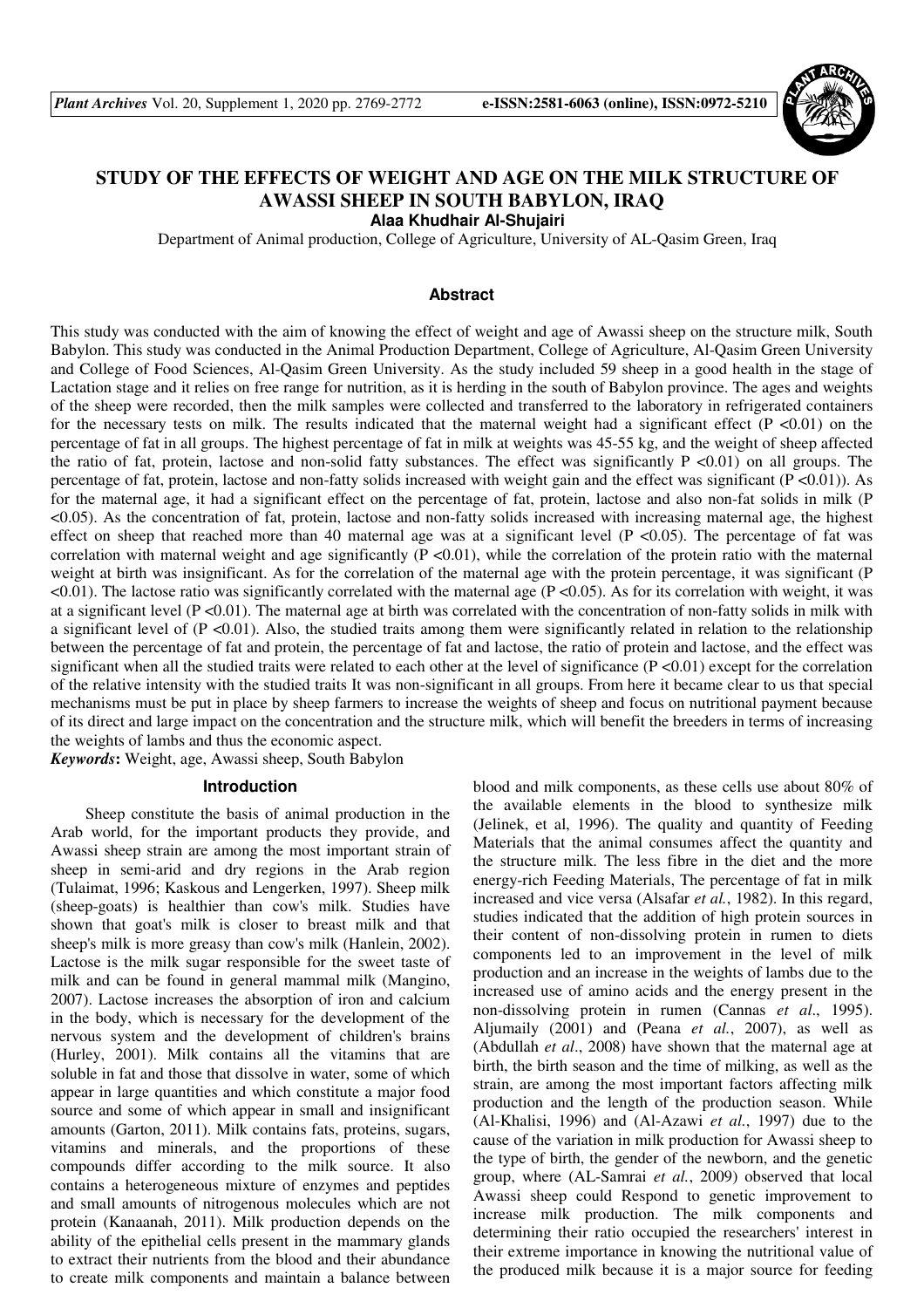# STUDY OF THE EFFECTS OF WEIGHT AND AGE ON THE MILK STRUCTURE OF AWASSI SHEEP IN SOUTH BABYLON, IRAQ

**Alaa Khudhair Al-Shujairi**

Department of Animal production, College of Agriculture, University of AL-Qasim Green, Iraq

## Abstract

This study was conducted with the aim of knowing the effect of weight and age of Awassi sheep on the structure milk, South Babylon. This study was conducted in the Animal Production Department, College of Agriculture, Al-Qasim Green University and College of Food Sciences, Al-Qasim Green University. As the study included 59 sheep in a good health in the stage of Lactation stage and it relies on free range for nutrition, as it is herding in the south of Babylon province. The ages and weights of the sheep were recorded, then the milk samples were collected and transferred to the laboratory in refrigerated containers for the necessary tests on milk. The results indicated that the maternal weight had a significant effect ($P < 0.01$) on the percentage of fat in all groups. The highest percentage of fat in milk at weights was 45-55 kg, and the weight of the sheep affected the ratio of fat, protein, lactose and non-solid fatty substances. The effect was significantly $P < 0.01$) on all groups. The percentage of fat, protein, lactose and non-fatty solids increased with weight gain and the effect was significant ($P < 0.01$)). As for the maternal age, it had a significant effect on the percentage of fat, protein, lactose and also non-fat solids in milk ($P < 0.05$). As the concentration of fat, protein, lactose and non-fatty solids increased with increasing maternal age, the highest effect on sheep that reached more than 40 maternal age was at a significant level ($P < 0.05$). The percentage of fat was correlation with maternal weight and age significantly ($P < 0.01$), while the correlation of the protein ratio with the maternal weight at birth was insignificant. As for the correlation of the maternal age with the protein percentage, it was significant ($P < 0.01$). The lactose ratio was significantly correlated with the maternal age ($P < 0.05$). As for its correlation with weight, it was at a significant level ($P < 0.01$). The maternal age at birth was correlated with the concentration of non-fatty solids in milk with a significant level of ($P < 0.01$). Also, the studied traits among them were significantly related in relation to the relationship between the percentage of fat and protein, the percentage of fat and lactose, the ratio of protein and lactose, and the effect was significant when all the studied traits were related to each other at the level of significance ($P < 0.01$) except for the correlation of the relative intensity with the studied traits It was non-significant in all groups. From here it became clear to us that special mechanisms must be put in place by sheep farmers to increase the weights of sheep and focus on nutritional payment because of its direct and large impact on the concentration and the structure milk, which will benefit the breeders in terms of increasing the weights of lambs and thus the economic aspect.

***Keywords*:** Weight, age, Awassi sheep, South Babylon

## Introduction

Sheep constitute the basis of animal production in the Arab world, for the important products they provide, and Awassi sheep strain are among the most important strain of sheep in semi-arid and dry regions in the Arab region (Tulaimat, 1996; Kaskous and Lengerken, 1997). Sheep milk (sheep-goats) is healthier than cow's milk. Studies have shown that goat's milk is closer to breast milk and that sheep's milk is more greasy than cow's milk (Hanlein, 2002). Lactose is the milk sugar responsible for the sweet taste of milk and can be found in general mammal milk (Mangino, 2007). Lactose increases the absorption of iron and calcium in the body, which is necessary for the development of the nervous system and the development of children's brains (Hurley, 2001). Milk contains all the vitamins that are soluble in fat and those that dissolve in water, some of which appear in large quantities and which constitute a major food source and some of which appear in small and insignificant amounts (Garton, 2011). Milk contains fats, proteins, sugars, vitamins and minerals, and the proportions of these compounds differ according to the milk source. It also contains a heterogeneous mixture of enzymes and peptides and small amounts of nitrogenous molecules which are not protein (Kanaanah, 2011). Milk production depends on the ability of the epithelial cells present in the mammary glands to extract their nutrients from the blood and their abundance to create milk components and maintain a balance between blood and milk components, as these cells use about 80% of the available elements in the blood to synthesize milk (Jelinek, et al, 1996). The quality and quantity of Feeding Materials that the animal consumes affect the quantity and the structure milk. The less fibre in the diet and the more energy-rich Feeding Materials, The percentage of fat in milk increased and vice versa (Alsafar *et al.*, 1982). In this regard, studies indicated that the addition of high protein sources in their content of non-dissolving protein in rumen to diets components led to an improvement in the level of milk production and an increase in the weights of lambs due to the increased use of amino acids and the energy present in the non-dissolving protein in rumen (Cannas *et al*., 1995). Aljumaily (2001) and (Peana *et al.*, 2007), as well as (Abdullah *et al*., 2008) have shown that the maternal age at birth, the birth season and the time of milking, as well as the strain, are among the most important factors affecting milk production and the length of the production season. While (Al-Khalisi, 1996) and (Al-Azawi *et al.*, 1997) due to the cause of the variation in milk production for Awassi sheep to the type of birth, the gender of the newborn, and the genetic group, where (AL-Samrai *et al.*, 2009) observed that local Awassi sheep could Respond to genetic improvement to increase milk production. The milk components and determining their ratio occupied the researchers' interest in their extreme importance in knowing the nutritional value of the produced milk because it is a major source for feeding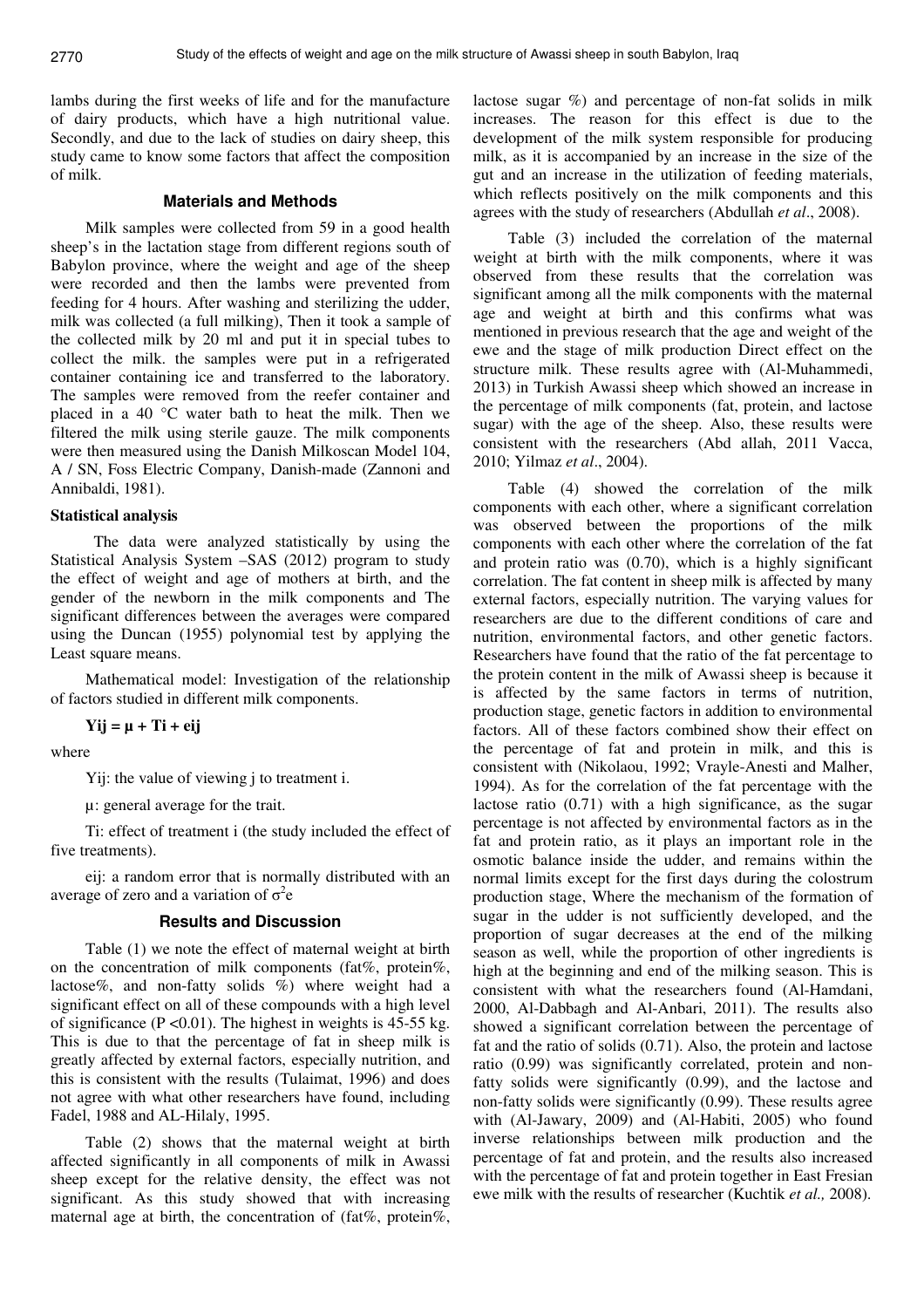lambs during the first weeks of life and for the manufacture of dairy products, which have a high nutritional value. Secondly, and due to the lack of studies on dairy sheep, this study came to know some factors that affect the composition of milk.

## Materials and Methods

Milk samples were collected from 59 in a good health sheep's in the lactation stage from different regions south of Babylon province, where the weight and age of the sheep were recorded and then the lambs were prevented from feeding for 4 hours. After washing and sterilizing the udder, milk was collected (a full milking), Then it took a sample of the collected milk by 20 ml and put it in special tubes to collect the milk. the samples were put in a refrigerated container containing ice and transferred to the laboratory. The samples were removed from the reefer container and placed in a 40 °C water bath to heat the milk. Then we filtered the milk using sterile gauze. The milk components were then measured using the Danish Milkoscan Model 104, A / SN, Foss Electric Company, Danish-made (Zannoni and Annibaldi, 1981).

### Statistical analysis

The data were analyzed statistically by using the Statistical Analysis System –SAS (2012) program to study the effect of weight and age of mothers at birth, and the gender of the newborn in the milk components and The significant differences between the averages were compared using the Duncan (1955) polynomial test by applying the Least square means.

Mathematical model: Investigation of the relationship of factors studied in different milk components.

$$Y_{ij} = \mu + T_i + e_{ij}$$

where

$Y_{ij}$: the value of viewing j to treatment i.

$\mu$: general average for the trait.

$T_i$: effect of treatment i (the study included the effect of five treatments).

$e_{ij}$: a random error that is normally distributed with an average of zero and a variation of $\sigma^2 e$

## Results and Discussion

Table (1) we note the effect of maternal weight at birth on the concentration of milk components (fat%, protein%, lactose%, and non-fatty solids %) where weight had a significant effect on all of these compounds with a high level of significance ($P < 0.01$). The highest in weights is 45-55 kg. This is due to that the percentage of fat in sheep milk is greatly affected by external factors, especially nutrition, and this is consistent with the results (Tulaimat, 1996) and does not agree with what other researchers have found, including Fadel, 1988 and AL-Hilaly, 1995.

Table (2) shows that the maternal weight at birth affected significantly in all components of milk in Awassi sheep except for the relative density, the effect was not significant. As this study showed that with increasing maternal age at birth, the concentration of (fat%, protein%, lactose sugar %) and percentage of non-fat solids in milk increases. The reason for this effect is due to the development of the milk system responsible for producing milk, as it is accompanied by an increase in the size of the gut and an increase in the utilization of feeding materials, which reflects positively on the milk components and this agrees with the study of researchers (Abdullah *et al*., 2008).

Table (3) included the correlation of the maternal weight at birth with the milk components, where it was observed from these results that the correlation was significant among all the milk components with the maternal age and weight at birth and this confirms what was mentioned in previous research that the age and weight of the ewe and the stage of milk production Direct effect on the structure milk. These results agree with (Al-Muhammedi, 2013) in Turkish Awassi sheep which showed an increase in the percentage of milk components (fat, protein, and lactose sugar) with the age of the sheep. Also, these results were consistent with the researchers (Abd allah, 2011 Vacca, 2010; Yilmaz *et al*., 2004).

Table (4) showed the correlation of the milk components with each other, where a significant correlation was observed between the proportions of the milk components with each other where the correlation of the fat and protein ratio was (0.70), which is a highly significant correlation. The fat content in sheep milk is affected by many external factors, especially nutrition. The varying values for researchers are due to the different conditions of care and nutrition, environmental factors, and other genetic factors. Researchers have found that the ratio of the fat percentage to the protein content in the milk of Awassi sheep is because it is affected by the same factors in terms of nutrition, production stage, genetic factors in addition to environmental factors. All of these factors combined show their effect on the percentage of fat and protein in milk, and this is consistent with (Nikolaou, 1992; Vrayle-Anesti and Malher, 1994). As for the correlation of the fat percentage with the lactose ratio (0.71) with a high significance, as the sugar percentage is not affected by environmental factors as in the fat and protein ratio, as it plays an important role in the osmotic balance inside the udder, and remains within the normal limits except for the first days during the colostrum production stage, Where the mechanism of the formation of sugar in the udder is not sufficiently developed, and the proportion of sugar decreases at the end of the milking season as well, while the proportion of other ingredients is high at the beginning and end of the milking season. This is consistent with what the researchers found (Al-Hamdani, 2000, Al-Dabbagh and Al-Anbari, 2011). The results also showed a significant correlation between the percentage of fat and the ratio of solids (0.71). Also, the protein and lactose ratio (0.99) was significantly correlated, protein and non-fatty solids were significantly (0.99), and the lactose and non-fatty solids were significantly (0.99). These results agree with (Al-Jawary, 2009) and (Al-Habiti, 2005) who found inverse relationships between milk production and the percentage of fat and protein, and the results also increased with the percentage of fat and protein together in East Fresian ewe milk with the results of researcher (Kuchtik *et al.,* 2008).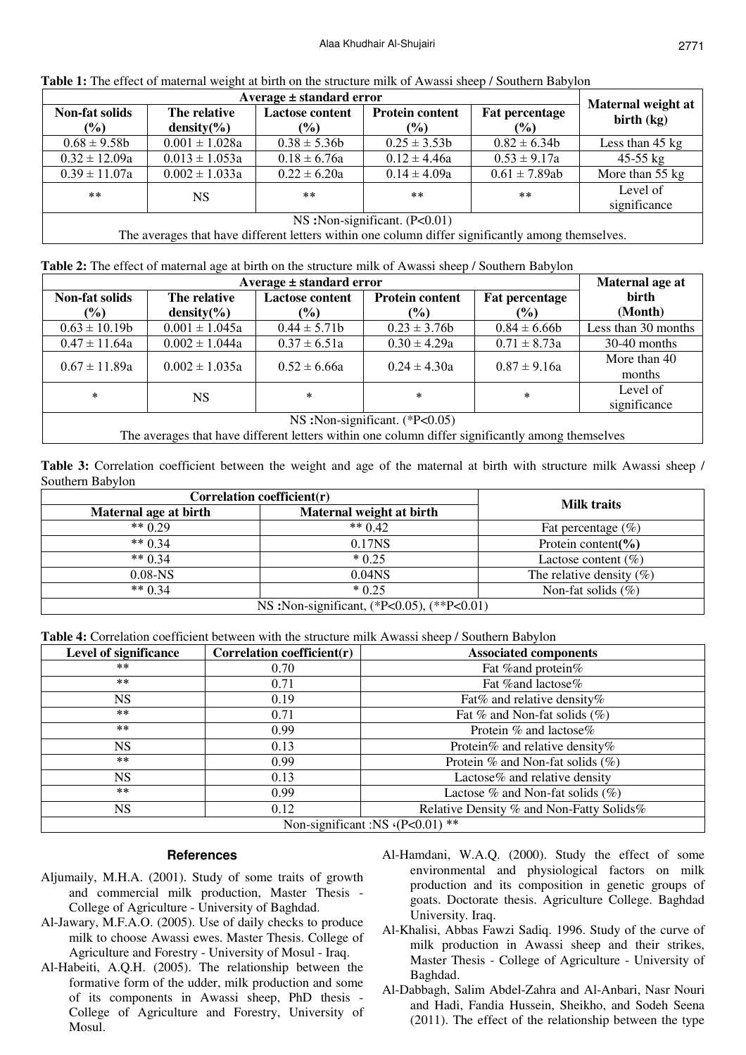**Table 1:** The effect of maternal weight at birth on the structure milk of Awassi sheep / Southern Babylon

| Average ± standard error | | | | | Maternal weight at birth (kg) |
|---|---|---|---|---|---|
| Non-fat solids (%) | The relative density(%) | Lactose content (%) | Protein content (%) | Fat percentage (%) | |
| 0.68 ± 9.58b | 0.001 ± 1.028a | 0.38 ± 5.36b | 0.25 ± 3.53b | 0.82 ± 6.34b | Less than 45 kg |
| 0.32 ± 12.09a | 0.013 ± 1.053a | 0.18 ± 6.76a | 0.12 ± 4.46a | 0.53 ± 9.17a | 45-55 kg |
| 0.39 ± 11.07a | 0.002 ± 1.033a | 0.22 ± 6.20a | 0.14 ± 4.09a | 0.61 ± 7.89ab | More than 55 kg |
| ** | NS | ** | ** | ** | Level of significance |
| NS :Non-significant. (P<0.01) | | | | | |
| The averages that have different letters within one column differ significantly among themselves. | | | | | |

**Table 2:** The effect of maternal age at birth on the structure milk of Awassi sheep / Southern Babylon

| Average ± standard error | | | | | Maternal age at birth (Month) |
|---|---|---|---|---|---|
| Non-fat solids (%) | The relative density(%) | Lactose content (%) | Protein content (%) | Fat percentage (%) | |
| 0.63 ± 10.19b | 0.001 ± 1.045a | 0.44 ± 5.71b | 0.23 ± 3.76b | 0.84 ± 6.66b | Less than 30 months |
| 0.47 ± 11.64a | 0.002 ± 1.044a | 0.37 ± 6.51a | 0.30 ± 4.29a | 0.71 ± 8.73a | 30-40 months |
| 0.67 ± 11.89a | 0.002 ± 1.035a | 0.52 ± 6.66a | 0.24 ± 4.30a | 0.87 ± 9.16a | More than 40 months |
| * | NS | * | * | * | Level of significance |
| NS :Non-significant. (*P<0.05) | | | | | |
| The averages that have different letters within one column differ significantly among themselves | | | | | |

**Table 3:** Correlation coefficient between the weight and age of the maternal at birth with structure milk Awassi sheep / Southern Babylon

| Correlation coefficient(r) | | Milk traits |
|---|---|---|
| Maternal age at birth | Maternal weight at birth | |
| ** 0.29 | ** 0.42 | Fat percentage (%) |
| ** 0.34 | 0.17NS | Protein content**(%)** |
| ** 0.34 | * 0.25 | Lactose content (%) |
| 0.08-NS | 0.04NS | The relative density (%) |
| ** 0.34 | * 0.25 | Non-fat solids (%) |
| NS :Non-significant, (*P<0.05), (**P<0.01) | | |

**Table 4:** Correlation coefficient between with the structure milk Awassi sheep / Southern Babylon

| Level of significance | Correlation coefficient(r) | Associated components |
|---|---|---|
| ** | 0.70 | Fat %and protein% |
| ** | 0.71 | Fat %and lactose% |
| NS | 0.19 | Fat% and relative density% |
| ** | 0.71 | Fat % and Non-fat solids (%) |
| ** | 0.99 | Protein % and lactose% |
| NS | 0.13 | Protein% and relative density% |
| ** | 0.99 | Protein % and Non-fat solids (%) |
| NS | 0.13 | Lactose% and relative density |
| ** | 0.99 | Lactose % and Non-fat solids (%) |
| NS | 0.12 | Relative Density % and Non-Fatty Solids% |
| Non-significant :NS ،(P<0.01) ** | | |

## References

Aljumaily, M.H.A. (2001). Study of some traits of growth and commercial milk production, Master Thesis - College of Agriculture - University of Baghdad.

Al-Jawary, M.F.A.O. (2005). Use of daily checks to produce milk to choose Awassi ewes. Master Thesis. College of Agriculture and Forestry - University of Mosul - Iraq.

Al-Habeiti, A.Q.H. (2005). The relationship between the formative form of the udder, milk production and some of its components in Awassi sheep, PhD thesis - College of Agriculture and Forestry, University of Mosul.

Al-Hamdani, W.A.Q. (2000). Study the effect of some environmental and physiological factors on milk production and its composition in genetic groups of goats. Doctorate thesis. Agriculture College. Baghdad University. Iraq.

Al-Khalisi, Abbas Fawzi Sadiq. 1996. Study of the curve of milk production in Awassi sheep and their strikes, Master Thesis - College of Agriculture - University of Baghdad.

Al-Dabbagh, Salim Abdel-Zahra and Al-Anbari, Nasr Nouri and Hadi, Fandia Hussein, Sheikho, and Sodeh Seena (2011). The effect of the relationship between the type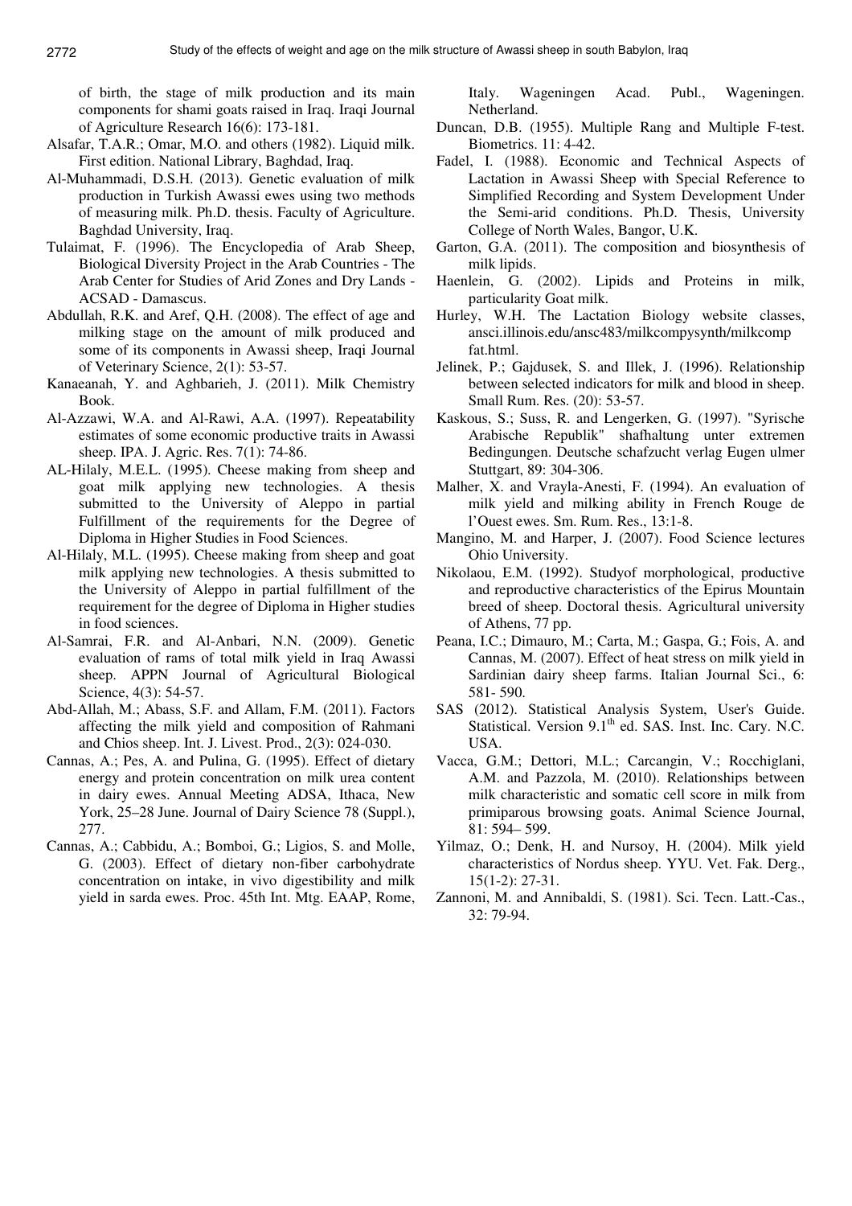of birth, the stage of milk production and its main components for shami goats raised in Iraq. Iraqi Journal of Agriculture Research 16(6): 173-181.

Alsafar, T.A.R.; Omar, M.O. and others (1982). Liquid milk. First edition. National Library, Baghdad, Iraq.

Al-Muhammadi, D.S.H. (2013). Genetic evaluation of milk production in Turkish Awassi ewes using two methods of measuring milk. Ph.D. thesis. Faculty of Agriculture. Baghdad University, Iraq.

Tulaimat, F. (1996). The Encyclopedia of Arab Sheep, Biological Diversity Project in the Arab Countries - The Arab Center for Studies of Arid Zones and Dry Lands - ACSAD - Damascus.

Abdullah, R.K. and Aref, Q.H. (2008). The effect of age and milking stage on the amount of milk produced and some of its components in Awassi sheep, Iraqi Journal of Veterinary Science, 2(1): 53-57.

Kanaeanah, Y. and Aghbarieh, J. (2011). Milk Chemistry Book.

Al-Azzawi, W.A. and Al-Rawi, A.A. (1997). Repeatability estimates of some economic productive traits in Awassi sheep. IPA. J. Agric. Res. 7(1): 74-86.

AL-Hilaly, M.E.L. (1995). Cheese making from sheep and goat milk applying new technologies. A thesis submitted to the University of Aleppo in partial Fulfillment of the requirements for the Degree of Diploma in Higher Studies in Food Sciences.

Al-Hilaly, M.L. (1995). Cheese making from sheep and goat milk applying new technologies. A thesis submitted to the University of Aleppo in partial fulfillment of the requirement for the degree of Diploma in Higher studies in food sciences.

Al-Samrai, F.R. and Al-Anbari, N.N. (2009). Genetic evaluation of rams of total milk yield in Iraq Awassi sheep. APPN Journal of Agricultural Biological Science, 4(3): 54-57.

Abd-Allah, M.; Abass, S.F. and Allam, F.M. (2011). Factors affecting the milk yield and composition of Rahmani and Chios sheep. Int. J. Livest. Prod., 2(3): 024-030.

Cannas, A.; Pes, A. and Pulina, G. (1995). Effect of dietary energy and protein concentration on milk urea content in dairy ewes. Annual Meeting ADSA, Ithaca, New York, 25–28 June. Journal of Dairy Science 78 (Suppl.), 277.

Cannas, A.; Cabbidu, A.; Bomboi, G.; Ligios, S. and Molle, G. (2003). Effect of dietary non-fiber carbohydrate concentration on intake, in vivo digestibility and milk yield in sarda ewes. Proc. 45th Int. Mtg. EAAP, Rome, Italy. Wageningen Acad. Publ., Wageningen. Netherland.

Duncan, D.B. (1955). Multiple Rang and Multiple F-test. Biometrics. 11: 4-42.

Fadel, I. (1988). Economic and Technical Aspects of Lactation in Awassi Sheep with Special Reference to Simplified Recording and System Development Under the Semi-arid conditions. Ph.D. Thesis, University College of North Wales, Bangor, U.K.

Garton, G.A. (2011). The composition and biosynthesis of milk lipids.

Haenlein, G. (2002). Lipids and Proteins in milk, particularity Goat milk.

Hurley, W.H. The Lactation Biology website classes, ansci.illinois.edu/ansc483/milkcompysynth/milkcomp fat.html.

Jelinek, P.; Gajdusek, S. and Illek, J. (1996). Relationship between selected indicators for milk and blood in sheep. Small Rum. Res. (20): 53-57.

Kaskous, S.; Suss, R. and Lengerken, G. (1997). "Syrische Arabische Republik" shafhaltung unter extremen Bedingungen. Deutsche schafzucht verlag Eugen ulmer Stuttgart, 89: 304-306.

Malher, X. and Vrayla-Anesti, F. (1994). An evaluation of milk yield and milking ability in French Rouge de l'Ouest ewes. Sm. Rum. Res., 13:1-8.

Mangino, M. and Harper, J. (2007). Food Science lectures Ohio University.

Nikolaou, E.M. (1992). Studyof morphological, productive and reproductive characteristics of the Epirus Mountain breed of sheep. Doctoral thesis. Agricultural university of Athens, 77 pp.

Peana, I.C.; Dimauro, M.; Carta, M.; Gaspa, G.; Fois, A. and Cannas, M. (2007). Effect of heat stress on milk yield in Sardinian dairy sheep farms. Italian Journal Sci., 6: 581- 590.

SAS (2012). Statistical Analysis System, User's Guide. Statistical. Version 9.1$^{th}$ ed. SAS. Inst. Inc. Cary. N.C. USA.

Vacca, G.M.; Dettori, M.L.; Carcangin, V.; Rocchiglani, A.M. and Pazzola, M. (2010). Relationships between milk characteristic and somatic cell score in milk from primiparous browsing goats. Animal Science Journal, 81: 594– 599.

Yilmaz, O.; Denk, H. and Nursoy, H. (2004). Milk yield characteristics of Nordus sheep. YYU. Vet. Fak. Derg., 15(1-2): 27-31.

Zannoni, M. and Annibaldi, S. (1981). Sci. Tecn. Latt.-Cas., 32: 79-94.